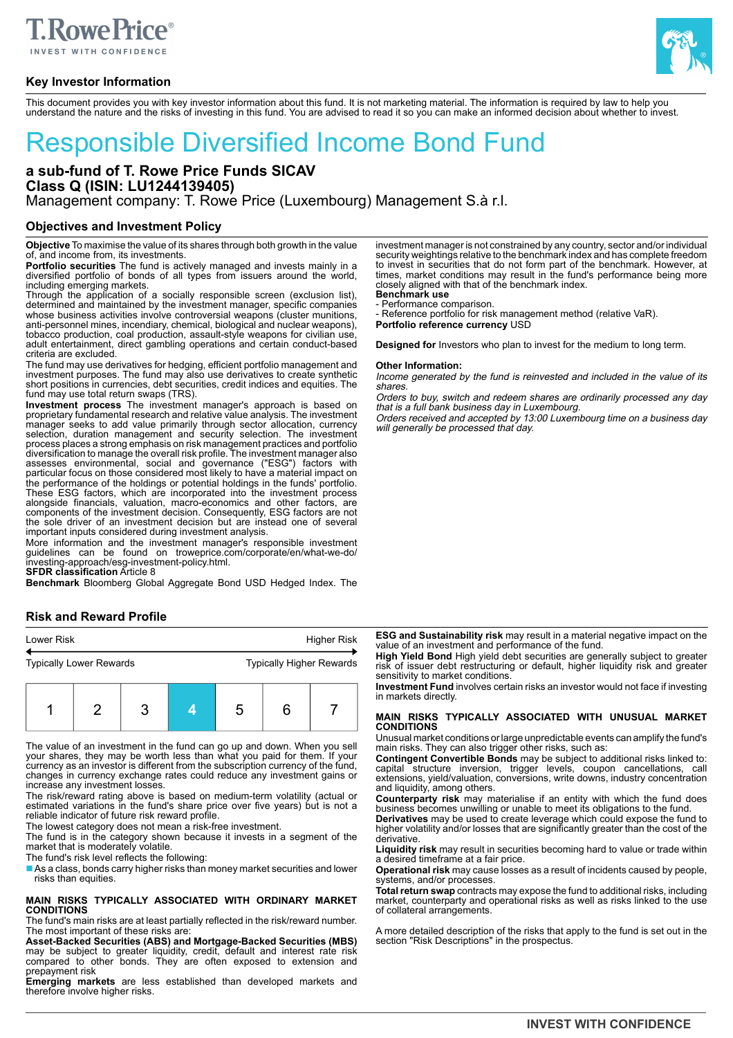## Key Investor Information

This document provides you with key investor information about this fund. It is not marketing material. The information is required by law to help you understand the nature and the risks of investing in this fund. You are advised to read it so you can make an informed decision about whether to invest.

# Responsible Diversified Income Bond Fund

**a sub-fund of T. Rowe Price Funds SICAV**
**Class Q (ISIN: LU1244139405)**
Management company: T. Rowe Price (Luxembourg) Management S.à r.l.

## Objectives and Investment Policy

**Objective** To maximise the value of its shares through both growth in the value of, and income from, its investments.

**Portfolio securities** The fund is actively managed and invests mainly in a diversified portfolio of bonds of all types from issuers around the world, including emerging markets.

Through the application of a socially responsible screen (exclusion list), determined and maintained by the investment manager, specific companies whose business activities involve controversial weapons (cluster munitions, anti-personnel mines, incendiary, chemical, biological and nuclear weapons), tobacco production, coal production, assault-style weapons for civilian use, adult entertainment, direct gambling operations and certain conduct-based criteria are excluded.

The fund may use derivatives for hedging, efficient portfolio management and investment purposes. The fund may also use derivatives to create synthetic short positions in currencies, debt securities, credit indices and equities. The fund may use total return swaps (TRS).

**Investment process** The investment manager's approach is based on proprietary fundamental research and relative value analysis. The investment manager seeks to add value primarily through sector allocation, currency selection, duration management and security selection. The investment process places a strong emphasis on risk management practices and portfolio diversification to manage the overall risk profile. The investment manager also assesses environmental, social and governance ("ESG") factors with particular focus on those considered most likely to have a material impact on the performance of the holdings or potential holdings in the funds' portfolio. These ESG factors, which are incorporated into the investment process alongside financials, valuation, macro-economics and other factors, are components of the investment decision. Consequently, ESG factors are not the sole driver of an investment decision but are instead one of several important inputs considered during investment analysis.

More information and the investment manager's responsible investment guidelines can be found on troweprice.com/corporate/en/what-we-do/investing-approach/esg-investment-policy.html.

**SFDR classification** Article 8

**Benchmark** Bloomberg Global Aggregate Bond USD Hedged Index. The investment manager is not constrained by any country, sector and/or individual security weightings relative to the benchmark index and has complete freedom to invest in securities that do not form part of the benchmark. However, at times, market conditions may result in the fund's performance being more closely aligned with that of the benchmark index.

**Benchmark use**
- Performance comparison.
- Reference portfolio for risk management method (relative VaR).

**Portfolio reference currency** USD

**Designed for** Investors who plan to invest for the medium to long term.

**Other Information:**

*Income generated by the fund is reinvested and included in the value of its shares.*

*Orders to buy, switch and redeem shares are ordinarily processed any day that is a full bank business day in Luxembourg.*

*Orders received and accepted by 13:00 Luxembourg time on a business day will generally be processed that day.*

## Risk and Reward Profile

Lower Risk — Higher Risk

Typically Lower Rewards — Typically Higher Rewards

| 1 | 2 | 3 | **4** | 5 | 6 | 7 |
|---|---|---|---|---|---|---|

The value of an investment in the fund can go up and down. When you sell your shares, they may be worth less than what you paid for them. If your currency as an investor is different from the subscription currency of the fund, changes in currency exchange rates could reduce any investment gains or increase any investment losses.

The risk/reward rating above is based on medium-term volatility (actual or estimated variations in the fund's share price over five years) but is not a reliable indicator of future risk reward profile.

The lowest category does not mean a risk-free investment.

The fund is in the category shown because it invests in a segment of the market that is moderately volatile.

The fund's risk level reflects the following:

- As a class, bonds carry higher risks than money market securities and lower risks than equities.

**MAIN RISKS TYPICALLY ASSOCIATED WITH ORDINARY MARKET CONDITIONS**

The fund's main risks are at least partially reflected in the risk/reward number. The most important of these risks are:

**Asset-Backed Securities (ABS) and Mortgage-Backed Securities (MBS)** may be subject to greater liquidity, credit, default and interest rate risk compared to other bonds. They are often exposed to extension and prepayment risk

**Emerging markets** are less established than developed markets and therefore involve higher risks.

**ESG and Sustainability risk** may result in a material negative impact on the value of an investment and performance of the fund.

**High Yield Bond** High yield debt securities are generally subject to greater risk of issuer debt restructuring or default, higher liquidity risk and greater sensitivity to market conditions.

**Investment Fund** involves certain risks an investor would not face if investing in markets directly.

**MAIN RISKS TYPICALLY ASSOCIATED WITH UNUSUAL MARKET CONDITIONS**

Unusual market conditions or large unpredictable events can amplify the fund's main risks. They can also trigger other risks, such as:

**Contingent Convertible Bonds** may be subject to additional risks linked to: capital structure inversion, trigger levels, coupon cancellations, call extensions, yield/valuation, conversions, write downs, industry concentration and liquidity, among others.

**Counterparty risk** may materialise if an entity with which the fund does business becomes unwilling or unable to meet its obligations to the fund.

**Derivatives** may be used to create leverage which could expose the fund to higher volatility and/or losses that are significantly greater than the cost of the derivative.

**Liquidity risk** may result in securities becoming hard to value or trade within a desired timeframe at a fair price.

**Operational risk** may cause losses as a result of incidents caused by people, systems, and/or processes.

**Total return swap** contracts may expose the fund to additional risks, including market, counterparty and operational risks as well as risks linked to the use of collateral arrangements.

A more detailed description of the risks that apply to the fund is set out in the section "Risk Descriptions" in the prospectus.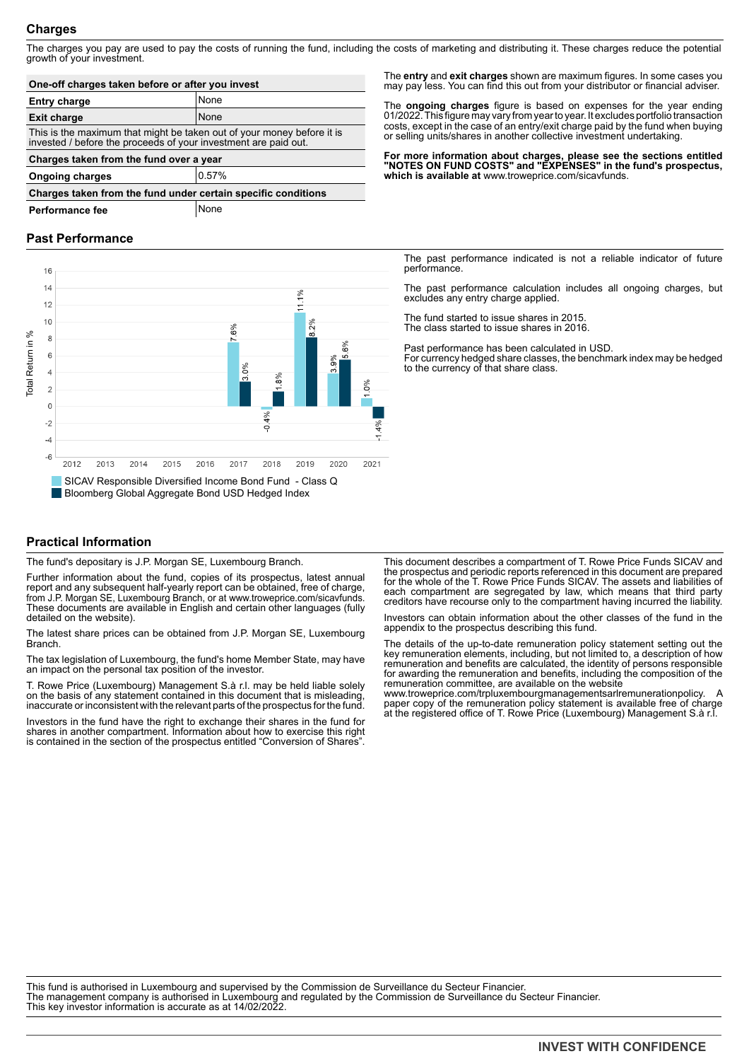## Charges

The charges you pay are used to pay the costs of running the fund, including the costs of marketing and distributing it. These charges reduce the potential growth of your investment.

| | |
|---|---|
| **One-off charges taken before or after you invest** | |
| **Entry charge** | None |
| **Exit charge** | None |
| This is the maximum that might be taken out of your money before it is invested / before the proceeds of your investment are paid out. | |
| **Charges taken from the fund over a year** | |
| **Ongoing charges** | 0.57% |
| **Charges taken from the fund under certain specific conditions** | |
| **Performance fee** | None |

The **entry** and **exit charges** shown are maximum figures. In some cases you may pay less. You can find this out from your distributor or financial adviser.

The **ongoing charges** figure is based on expenses for the year ending 01/2022. This figure may vary from year to year. It excludes portfolio transaction costs, except in the case of an entry/exit charge paid by the fund when buying or selling units/shares in another collective investment undertaking.

**For more information about charges, please see the sections entitled "NOTES ON FUND COSTS" and "EXPENSES" in the fund's prospectus, which is available at** www.troweprice.com/sicavfunds.

## Past Performance

Total Return in %

16
14
12
10
8
6
4
2
0
-2
-4
-6

2012 2013 2014 2015 2016 2017 2018 2019 2020 2021

7.6% 3.0% -0.4% 1.8% 11.1% 8.2% 3.9% 5.6% 1.0% -1.4%

SICAV Responsible Diversified Income Bond Fund - Class Q
Bloomberg Global Aggregate Bond USD Hedged Index

The past performance indicated is not a reliable indicator of future performance.

The past performance calculation includes all ongoing charges, but excludes any entry charge applied.

The fund started to issue shares in 2015.
The class started to issue shares in 2016.

Past performance has been calculated in USD.
For currency hedged share classes, the benchmark index may be hedged to the currency of that share class.

## Practical Information

The fund's depositary is J.P. Morgan SE, Luxembourg Branch.

Further information about the fund, copies of its prospectus, latest annual report and any subsequent half-yearly report can be obtained, free of charge, from J.P. Morgan SE, Luxembourg Branch, or at www.troweprice.com/sicavfunds. These documents are available in English and certain other languages (fully detailed on the website).

The latest share prices can be obtained from J.P. Morgan SE, Luxembourg Branch.

The tax legislation of Luxembourg, the fund's home Member State, may have an impact on the personal tax position of the investor.

T. Rowe Price (Luxembourg) Management S.à r.l. may be held liable solely on the basis of any statement contained in this document that is misleading, inaccurate or inconsistent with the relevant parts of the prospectus for the fund.

Investors in the fund have the right to exchange their shares in the fund for shares in another compartment. Information about how to exercise this right is contained in the section of the prospectus entitled "Conversion of Shares".

This document describes a compartment of T. Rowe Price Funds SICAV and the prospectus and periodic reports referenced in this document are prepared for the whole of the T. Rowe Price Funds SICAV. The assets and liabilities of each compartment are segregated by law, which means that third party creditors have recourse only to the compartment having incurred the liability.

Investors can obtain information about the other classes of the fund in the appendix to the prospectus describing this fund.

The details of the up-to-date remuneration policy statement setting out the key remuneration elements, including, but not limited to, a description of how remuneration and benefits are calculated, the identity of persons responsible for awarding the remuneration and benefits, including the composition of the remuneration committee, are available on the website www.troweprice.com/trpluxembourgmanagementsarlremunerationpolicy. A paper copy of the remuneration policy statement is available free of charge at the registered office of T. Rowe Price (Luxembourg) Management S.à r.l.

This fund is authorised in Luxembourg and supervised by the Commission de Surveillance du Secteur Financier.
The management company is authorised in Luxembourg and regulated by the Commission de Surveillance du Secteur Financier.
This key investor information is accurate as at 14/02/2022.

**INVEST WITH CONFIDENCE**